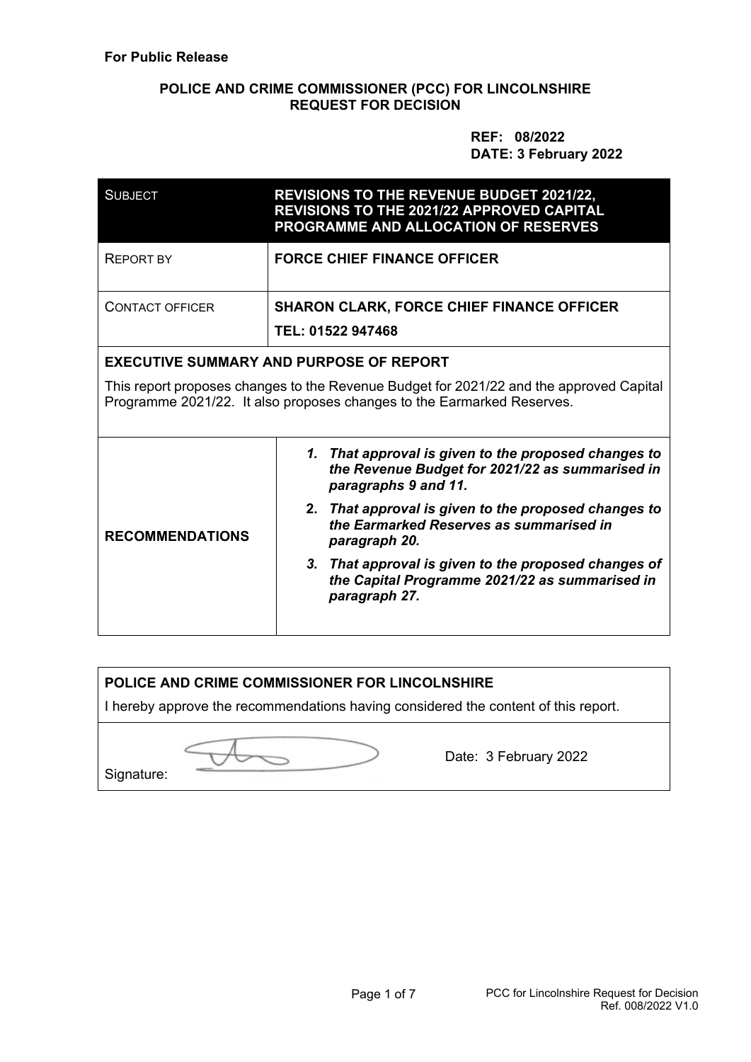**For Public Release**

**POLICE AND CRIME COMMISSIONER (PCC) FOR LINCOLNSHIRE**
**REQUEST FOR DECISION**

**REF: 08/2022**
**DATE: 3 February 2022**

| SUBJECT | **REVISIONS TO THE REVENUE BUDGET 2021/22, REVISIONS TO THE 2021/22 APPROVED CAPITAL PROGRAMME AND ALLOCATION OF RESERVES** |
|---|---|
| REPORT BY | **FORCE CHIEF FINANCE OFFICER** |
| CONTACT OFFICER | **SHARON CLARK, FORCE CHIEF FINANCE OFFICER**<br>**TEL: 01522 947468** |

**EXECUTIVE SUMMARY AND PURPOSE OF REPORT**

This report proposes changes to the Revenue Budget for 2021/22 and the approved Capital Programme 2021/22. It also proposes changes to the Earmarked Reserves.

| **RECOMMENDATIONS** | 1. ***That approval is given to the proposed changes to the Revenue Budget for 2021/22 as summarised in paragraphs 9 and 11.***<br>2. ***That approval is given to the proposed changes to the Earmarked Reserves as summarised in paragraph 20.***<br>3. ***That approval is given to the proposed changes of the Capital Programme 2021/22 as summarised in paragraph 27.*** |
|---|---|

**POLICE AND CRIME COMMISSIONER FOR LINCOLNSHIRE**

I hereby approve the recommendations having considered the content of this report.

Signature: Date: 3 February 2022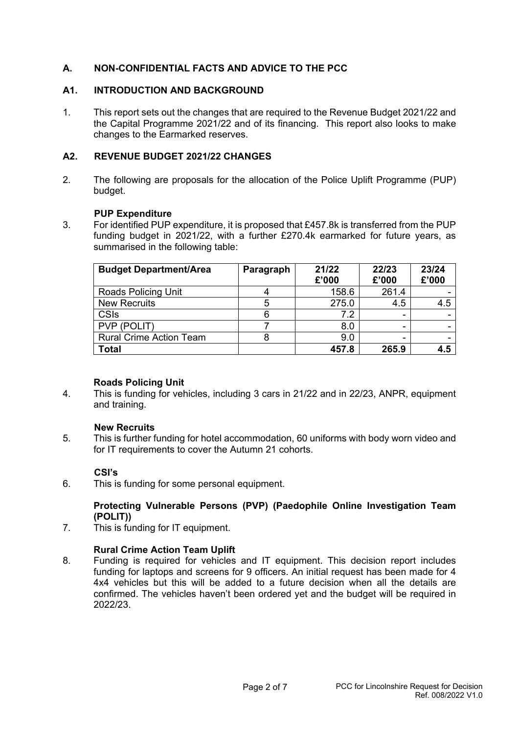## A. NON-CONFIDENTIAL FACTS AND ADVICE TO THE PCC

### A1. INTRODUCTION AND BACKGROUND

1. This report sets out the changes that are required to the Revenue Budget 2021/22 and the Capital Programme 2021/22 and of its financing. This report also looks to make changes to the Earmarked reserves.

### A2. REVENUE BUDGET 2021/22 CHANGES

2. The following are proposals for the allocation of the Police Uplift Programme (PUP) budget.

**PUP Expenditure**

3. For identified PUP expenditure, it is proposed that £457.8k is transferred from the PUP funding budget in 2021/22, with a further £270.4k earmarked for future years, as summarised in the following table:

| Budget Department/Area | Paragraph | 21/22 £'000 | 22/23 £'000 | 23/24 £'000 |
|---|---|---|---|---|
| Roads Policing Unit | 4 | 158.6 | 261.4 | - |
| New Recruits | 5 | 275.0 | 4.5 | 4.5 |
| CSIs | 6 | 7.2 | - | - |
| PVP (POLIT) | 7 | 8.0 | - | - |
| Rural Crime Action Team | 8 | 9.0 | - | - |
| **Total** | | **457.8** | **265.9** | **4.5** |

**Roads Policing Unit**

4. This is funding for vehicles, including 3 cars in 21/22 and in 22/23, ANPR, equipment and training.

**New Recruits**

5. This is further funding for hotel accommodation, 60 uniforms with body worn video and for IT requirements to cover the Autumn 21 cohorts.

**CSI's**

6. This is funding for some personal equipment.

**Protecting Vulnerable Persons (PVP) (Paedophile Online Investigation Team (POLIT))**

7. This is funding for IT equipment.

**Rural Crime Action Team Uplift**

8. Funding is required for vehicles and IT equipment. This decision report includes funding for laptops and screens for 9 officers. An initial request has been made for 4 4x4 vehicles but this will be added to a future decision when all the details are confirmed. The vehicles haven't been ordered yet and the budget will be required in 2022/23.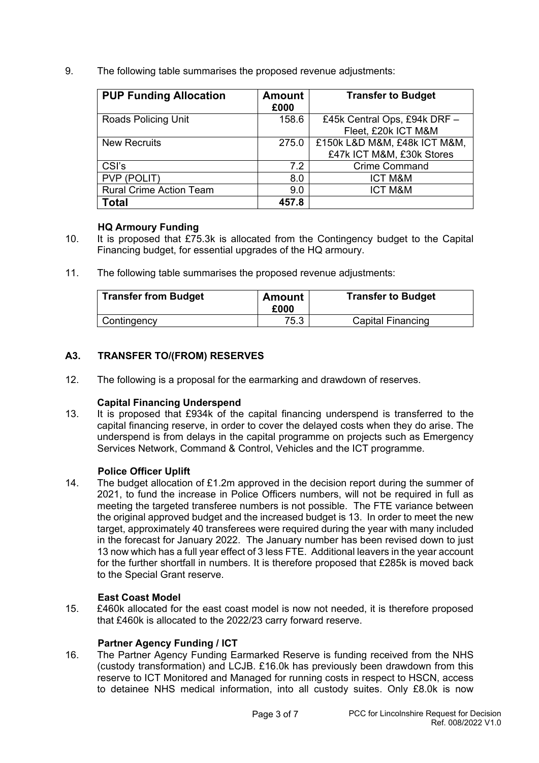9. The following table summarises the proposed revenue adjustments:

| PUP Funding Allocation | Amount £000 | Transfer to Budget |
|---|---|---|
| Roads Policing Unit | 158.6 | £45k Central Ops, £94k DRF – Fleet, £20k ICT M&M |
| New Recruits | 275.0 | £150k L&D M&M, £48k ICT M&M, £47k ICT M&M, £30k Stores |
| CSI's | 7.2 | Crime Command |
| PVP (POLIT) | 8.0 | ICT M&M |
| Rural Crime Action Team | 9.0 | ICT M&M |
| **Total** | **457.8** | |

**HQ Armoury Funding**

10. It is proposed that £75.3k is allocated from the Contingency budget to the Capital Financing budget, for essential upgrades of the HQ armoury.

11. The following table summarises the proposed revenue adjustments:

| Transfer from Budget | Amount £000 | Transfer to Budget |
|---|---|---|
| Contingency | 75.3 | Capital Financing |

## A3. TRANSFER TO/(FROM) RESERVES

12. The following is a proposal for the earmarking and drawdown of reserves.

**Capital Financing Underspend**

13. It is proposed that £934k of the capital financing underspend is transferred to the capital financing reserve, in order to cover the delayed costs when they do arise. The underspend is from delays in the capital programme on projects such as Emergency Services Network, Command & Control, Vehicles and the ICT programme.

**Police Officer Uplift**

14. The budget allocation of £1.2m approved in the decision report during the summer of 2021, to fund the increase in Police Officers numbers, will not be required in full as meeting the targeted transferee numbers is not possible. The FTE variance between the original approved budget and the increased budget is 13. In order to meet the new target, approximately 40 transferees were required during the year with many included in the forecast for January 2022. The January number has been revised down to just 13 now which has a full year effect of 3 less FTE. Additional leavers in the year account for the further shortfall in numbers. It is therefore proposed that £285k is moved back to the Special Grant reserve.

**East Coast Model**

15. £460k allocated for the east coast model is now not needed, it is therefore proposed that £460k is allocated to the 2022/23 carry forward reserve.

**Partner Agency Funding / ICT**

16. The Partner Agency Funding Earmarked Reserve is funding received from the NHS (custody transformation) and LCJB. £16.0k has previously been drawdown from this reserve to ICT Monitored and Managed for running costs in respect to HSCN, access to detainee NHS medical information, into all custody suites. Only £8.0k is now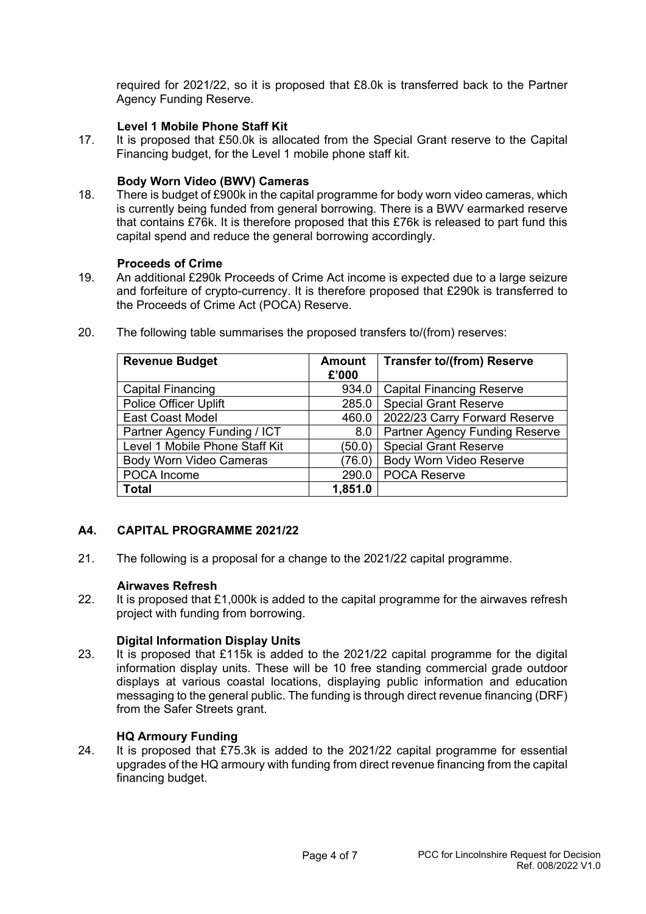required for 2021/22, so it is proposed that £8.0k is transferred back to the Partner Agency Funding Reserve.

**Level 1 Mobile Phone Staff Kit**

17. It is proposed that £50.0k is allocated from the Special Grant reserve to the Capital Financing budget, for the Level 1 mobile phone staff kit.

**Body Worn Video (BWV) Cameras**

18. There is budget of £900k in the capital programme for body worn video cameras, which is currently being funded from general borrowing. There is a BWV earmarked reserve that contains £76k. It is therefore proposed that this £76k is released to part fund this capital spend and reduce the general borrowing accordingly.

**Proceeds of Crime**

19. An additional £290k Proceeds of Crime Act income is expected due to a large seizure and forfeiture of crypto-currency. It is therefore proposed that £290k is transferred to the Proceeds of Crime Act (POCA) Reserve.

20. The following table summarises the proposed transfers to/(from) reserves:

| Revenue Budget | Amount £'000 | Transfer to/(from) Reserve |
|---|---|---|
| Capital Financing | 934.0 | Capital Financing Reserve |
| Police Officer Uplift | 285.0 | Special Grant Reserve |
| East Coast Model | 460.0 | 2022/23 Carry Forward Reserve |
| Partner Agency Funding / ICT | 8.0 | Partner Agency Funding Reserve |
| Level 1 Mobile Phone Staff Kit | (50.0) | Special Grant Reserve |
| Body Worn Video Cameras | (76.0) | Body Worn Video Reserve |
| POCA Income | 290.0 | POCA Reserve |
| **Total** | **1,851.0** | |

## A4. CAPITAL PROGRAMME 2021/22

21. The following is a proposal for a change to the 2021/22 capital programme.

**Airwaves Refresh**

22. It is proposed that £1,000k is added to the capital programme for the airwaves refresh project with funding from borrowing.

**Digital Information Display Units**

23. It is proposed that £115k is added to the 2021/22 capital programme for the digital information display units. These will be 10 free standing commercial grade outdoor displays at various coastal locations, displaying public information and education messaging to the general public. The funding is through direct revenue financing (DRF) from the Safer Streets grant.

**HQ Armoury Funding**

24. It is proposed that £75.3k is added to the 2021/22 capital programme for essential upgrades of the HQ armoury with funding from direct revenue financing from the capital financing budget.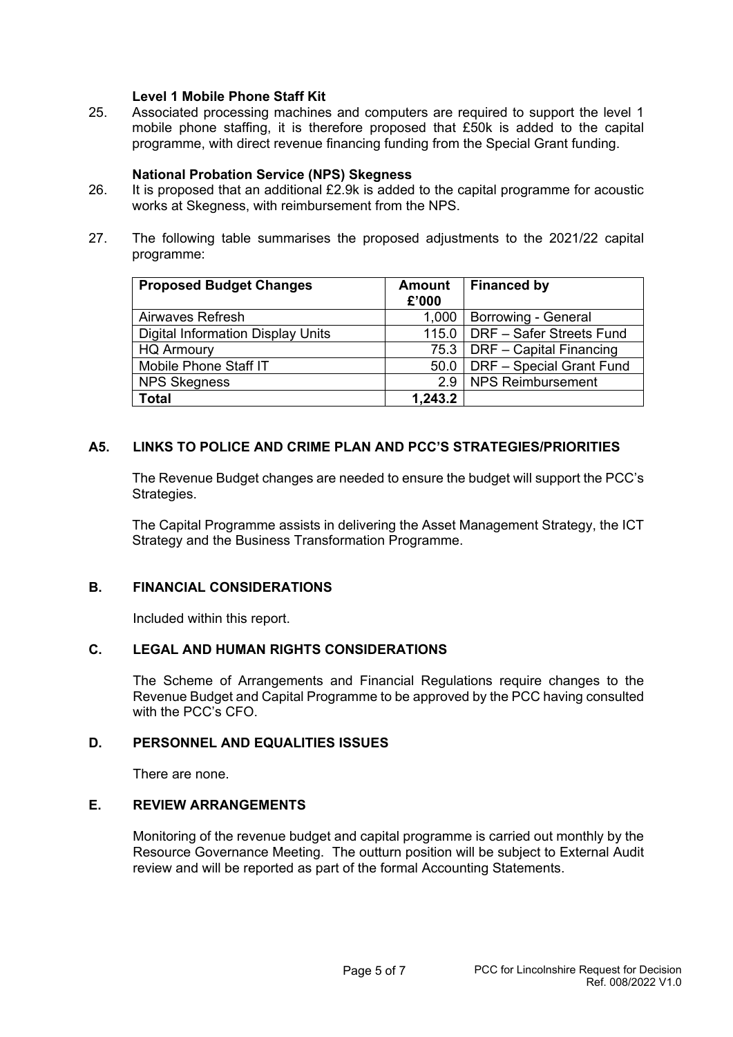**Level 1 Mobile Phone Staff Kit**

25. Associated processing machines and computers are required to support the level 1 mobile phone staffing, it is therefore proposed that £50k is added to the capital programme, with direct revenue financing funding from the Special Grant funding.

**National Probation Service (NPS) Skegness**

26. It is proposed that an additional £2.9k is added to the capital programme for acoustic works at Skegness, with reimbursement from the NPS.

27. The following table summarises the proposed adjustments to the 2021/22 capital programme:

| Proposed Budget Changes | Amount £'000 | Financed by |
|---|---|---|
| Airwaves Refresh | 1,000 | Borrowing - General |
| Digital Information Display Units | 115.0 | DRF – Safer Streets Fund |
| HQ Armoury | 75.3 | DRF – Capital Financing |
| Mobile Phone Staff IT | 50.0 | DRF – Special Grant Fund |
| NPS Skegness | 2.9 | NPS Reimbursement |
| **Total** | **1,243.2** | |

## A5. LINKS TO POLICE AND CRIME PLAN AND PCC'S STRATEGIES/PRIORITIES

The Revenue Budget changes are needed to ensure the budget will support the PCC's Strategies.

The Capital Programme assists in delivering the Asset Management Strategy, the ICT Strategy and the Business Transformation Programme.

## B. FINANCIAL CONSIDERATIONS

Included within this report.

## C. LEGAL AND HUMAN RIGHTS CONSIDERATIONS

The Scheme of Arrangements and Financial Regulations require changes to the Revenue Budget and Capital Programme to be approved by the PCC having consulted with the PCC's CFO.

## D. PERSONNEL AND EQUALITIES ISSUES

There are none.

## E. REVIEW ARRANGEMENTS

Monitoring of the revenue budget and capital programme is carried out monthly by the Resource Governance Meeting. The outturn position will be subject to External Audit review and will be reported as part of the formal Accounting Statements.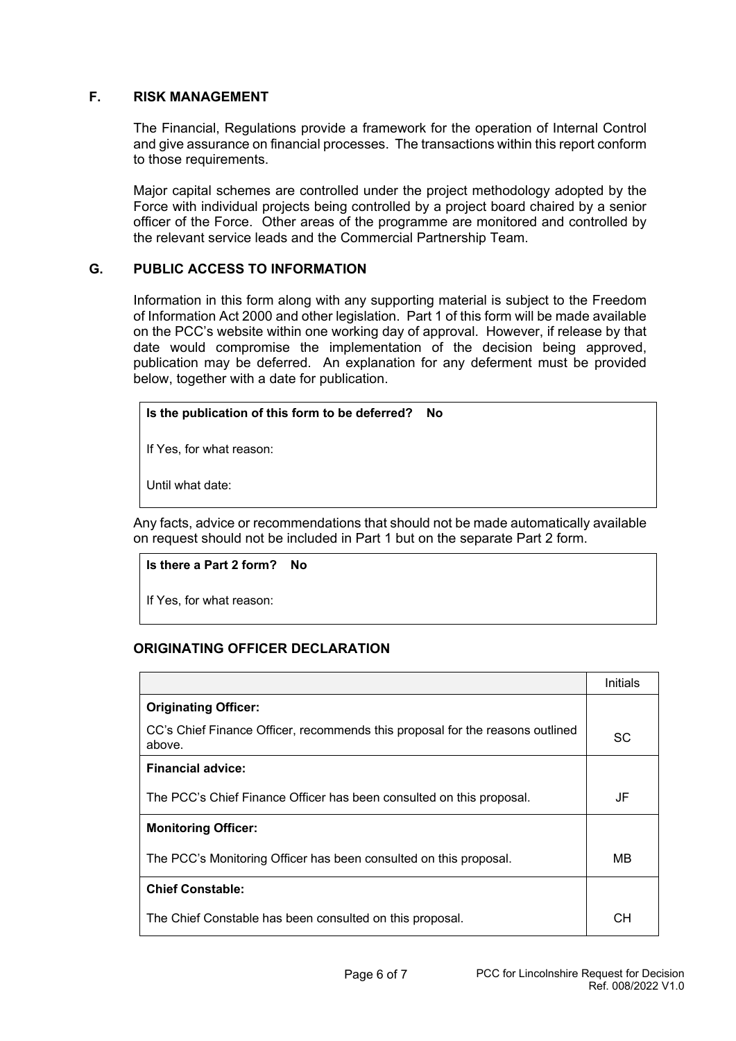## F. RISK MANAGEMENT

The Financial, Regulations provide a framework for the operation of Internal Control and give assurance on financial processes. The transactions within this report conform to those requirements.

Major capital schemes are controlled under the project methodology adopted by the Force with individual projects being controlled by a project board chaired by a senior officer of the Force. Other areas of the programme are monitored and controlled by the relevant service leads and the Commercial Partnership Team.

## G. PUBLIC ACCESS TO INFORMATION

Information in this form along with any supporting material is subject to the Freedom of Information Act 2000 and other legislation. Part 1 of this form will be made available on the PCC's website within one working day of approval. However, if release by that date would compromise the implementation of the decision being approved, publication may be deferred. An explanation for any deferment must be provided below, together with a date for publication.

| **Is the publication of this form to be deferred? No** |
|---|
| If Yes, for what reason: |
| Until what date: |

Any facts, advice or recommendations that should not be made automatically available on request should not be included in Part 1 but on the separate Part 2 form.

| **Is there a Part 2 form? No** |
|---|
| If Yes, for what reason: |

### ORIGINATING OFFICER DECLARATION

| | Initials |
|---|---|
| **Originating Officer:**<br>CC's Chief Finance Officer, recommends this proposal for the reasons outlined above. | SC |
| **Financial advice:**<br>The PCC's Chief Finance Officer has been consulted on this proposal. | JF |
| **Monitoring Officer:**<br>The PCC's Monitoring Officer has been consulted on this proposal. | MB |
| **Chief Constable:**<br>The Chief Constable has been consulted on this proposal. | CH |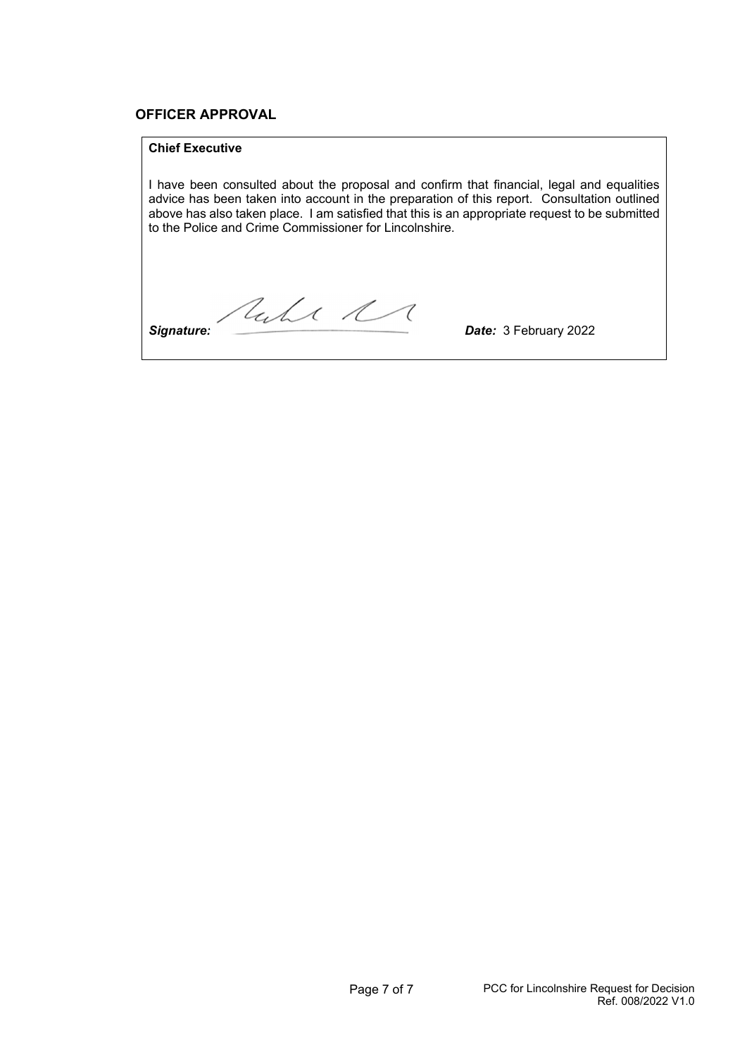## OFFICER APPROVAL

| **Chief Executive** |
| --- |
| I have been consulted about the proposal and confirm that financial, legal and equalities advice has been taken into account in the preparation of this report. Consultation outlined above has also taken place. I am satisfied that this is an appropriate request to be submitted to the Police and Crime Commissioner for Lincolnshire. |
| ***Signature:*** ***Date:*** 3 February 2022 |